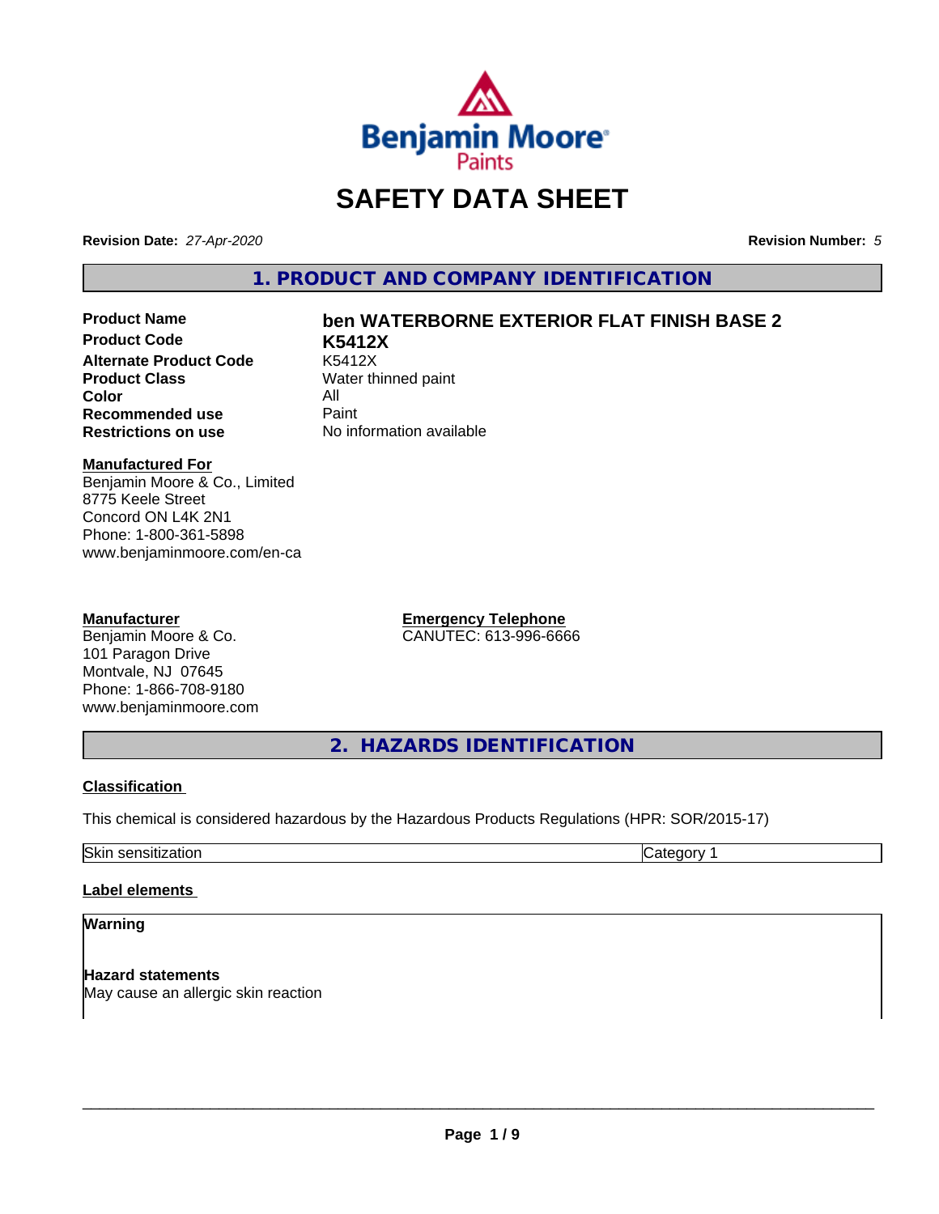# SAFETY DATA SHEET

**Revision Date:** *27-Apr-2020* **Revision Number:** *5*

## 1. PRODUCT AND COMPANY IDENTIFICATION

| | |
|---|---|
| **Product Name** | **ben WATERBORNE EXTERIOR FLAT FINISH BASE 2** |
| **Product Code** | **K5412X** |
| **Alternate Product Code** | K5412X |
| **Product Class** | Water thinned paint |
| **Color** | All |
| **Recommended use** | Paint |
| **Restrictions on use** | No information available |

**Manufactured For**
Benjamin Moore & Co., Limited
8775 Keele Street
Concord ON L4K 2N1
Phone: 1-800-361-5898
www.benjaminmoore.com/en-ca

**Manufacturer**
Benjamin Moore & Co.
101 Paragon Drive
Montvale, NJ 07645
Phone: 1-866-708-9180
www.benjaminmoore.com

**Emergency Telephone**
CANUTEC: 613-996-6666

## 2. HAZARDS IDENTIFICATION

**Classification**

This chemical is considered hazardous by the Hazardous Products Regulations (HPR: SOR/2015-17)

| | |
|---|---|
| Skin sensitization | Category 1 |

**Label elements**

**Warning**

**Hazard statements**
May cause an allergic skin reaction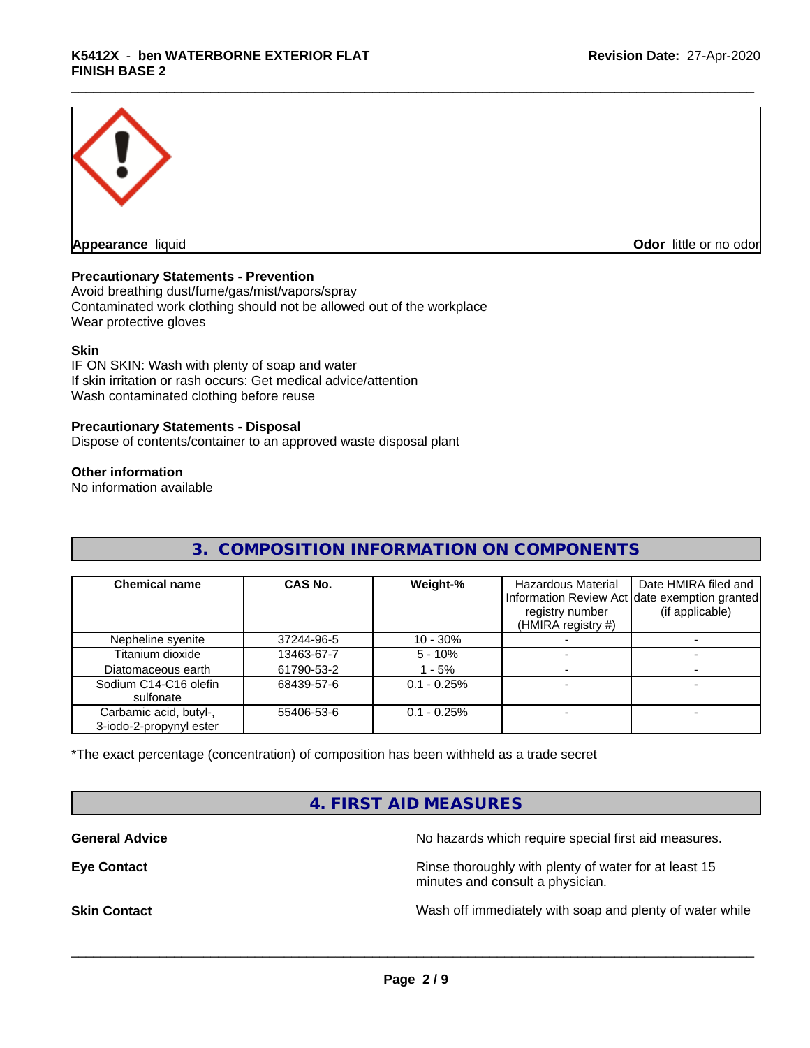**Appearance** liquid **Odor** little or no odor

**Precautionary Statements - Prevention**
Avoid breathing dust/fume/gas/mist/vapors/spray
Contaminated work clothing should not be allowed out of the workplace
Wear protective gloves

**Skin**
IF ON SKIN: Wash with plenty of soap and water
If skin irritation or rash occurs: Get medical advice/attention
Wash contaminated clothing before reuse

**Precautionary Statements - Disposal**
Dispose of contents/container to an approved waste disposal plant

**Other information**
No information available

## 3. COMPOSITION INFORMATION ON COMPONENTS

| Chemical name | CAS No. | Weight-% | Hazardous Material Information Review Act registry number (HMIRA registry #) | Date HMIRA filed and date exemption granted (if applicable) |
|---|---|---|---|---|
| Nepheline syenite | 37244-96-5 | 10 - 30% | - | - |
| Titanium dioxide | 13463-67-7 | 5 - 10% | - | - |
| Diatomaceous earth | 61790-53-2 | 1 - 5% | - | - |
| Sodium C14-C16 olefin sulfonate | 68439-57-6 | 0.1 - 0.25% | - | - |
| Carbamic acid, butyl-, 3-iodo-2-propynyl ester | 55406-53-6 | 0.1 - 0.25% | - | - |

*The exact percentage (concentration) of composition has been withheld as a trade secret

## 4. FIRST AID MEASURES

**General Advice** No hazards which require special first aid measures.

**Eye Contact** Rinse thoroughly with plenty of water for at least 15 minutes and consult a physician.

**Skin Contact** Wash off immediately with soap and plenty of water while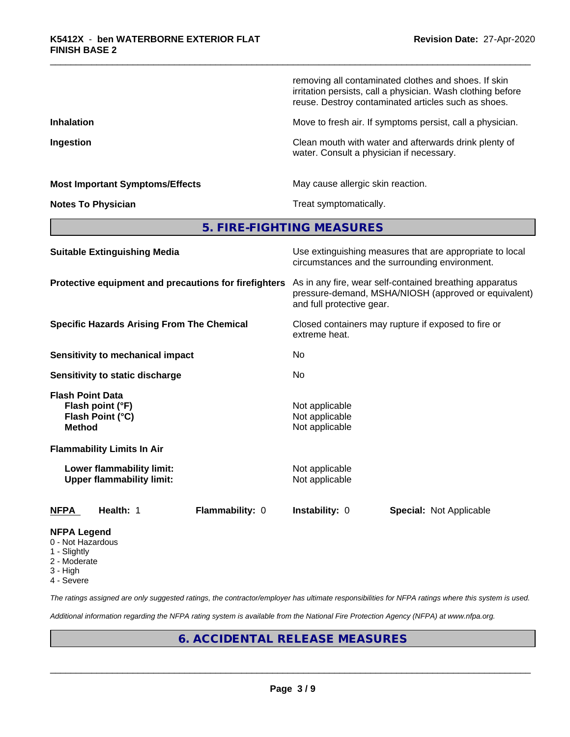removing all contaminated clothes and shoes. If skin irritation persists, call a physician. Wash clothing before reuse. Destroy contaminated articles such as shoes.

| | |
|---|---|
| **Inhalation** | Move to fresh air. If symptoms persist, call a physician. |
| **Ingestion** | Clean mouth with water and afterwards drink plenty of water. Consult a physician if necessary. |
| **Most Important Symptoms/Effects** | May cause allergic skin reaction. |
| **Notes To Physician** | Treat symptomatically. |

## 5. FIRE-FIGHTING MEASURES

| | |
|---|---|
| **Suitable Extinguishing Media** | Use extinguishing measures that are appropriate to local circumstances and the surrounding environment. |
| **Protective equipment and precautions for firefighters** | As in any fire, wear self-contained breathing apparatus pressure-demand, MSHA/NIOSH (approved or equivalent) and full protective gear. |
| **Specific Hazards Arising From The Chemical** | Closed containers may rupture if exposed to fire or extreme heat. |
| **Sensitivity to mechanical impact** | No |
| **Sensitivity to static discharge** | No |

**Flash Point Data**

| | |
|---|---|
| **Flash point (°F)** | Not applicable |
| **Flash Point (°C)** | Not applicable |
| **Method** | Not applicable |

**Flammability Limits In Air**

| | |
|---|---|
| **Lower flammability limit:** | Not applicable |
| **Upper flammability limit:** | Not applicable |

| **NFPA** | **Health:** 1 | **Flammability:** 0 | **Instability:** 0 | **Special:** Not Applicable |
|---|---|---|---|---|

**NFPA Legend**
- 0 - Not Hazardous
- 1 - Slightly
- 2 - Moderate
- 3 - High
- 4 - Severe

*The ratings assigned are only suggested ratings, the contractor/employer has ultimate responsibilities for NFPA ratings where this system is used.*

*Additional information regarding the NFPA rating system is available from the National Fire Protection Agency (NFPA) at www.nfpa.org.*

## 6. ACCIDENTAL RELEASE MEASURES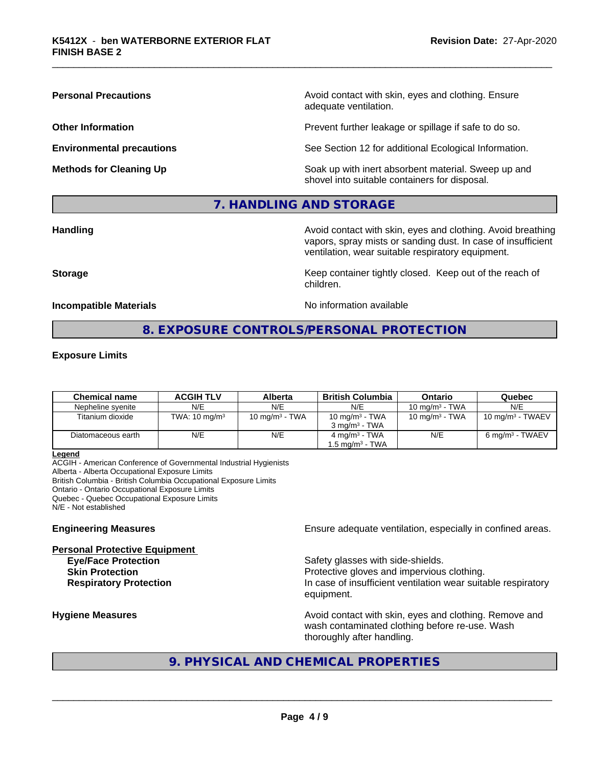**Personal Precautions** Avoid contact with skin, eyes and clothing. Ensure adequate ventilation.

**Other Information** Prevent further leakage or spillage if safe to do so.

**Environmental precautions** See Section 12 for additional Ecological Information.

**Methods for Cleaning Up** Soak up with inert absorbent material. Sweep up and shovel into suitable containers for disposal.

## 7. HANDLING AND STORAGE

**Handling** Avoid contact with skin, eyes and clothing. Avoid breathing vapors, spray mists or sanding dust. In case of insufficient ventilation, wear suitable respiratory equipment.

**Storage** Keep container tightly closed. Keep out of the reach of children.

**Incompatible Materials** No information available

## 8. EXPOSURE CONTROLS/PERSONAL PROTECTION

**Exposure Limits**

| Chemical name | ACGIH TLV | Alberta | British Columbia | Ontario | Quebec |
|---|---|---|---|---|---|
| Nepheline syenite | N/E | N/E | N/E | 10 mg/m³ - TWA | N/E |
| Titanium dioxide | TWA: 10 mg/m³ | 10 mg/m³ - TWA | 10 mg/m³ - TWA<br>3 mg/m³ - TWA | 10 mg/m³ - TWA | 10 mg/m³ - TWAEV |
| Diatomaceous earth | N/E | N/E | 4 mg/m³ - TWA<br>1.5 mg/m³ - TWA | N/E | 6 mg/m³ - TWAEV |

**Legend**
ACGIH - American Conference of Governmental Industrial Hygienists
Alberta - Alberta Occupational Exposure Limits
British Columbia - British Columbia Occupational Exposure Limits
Ontario - Ontario Occupational Exposure Limits
Quebec - Quebec Occupational Exposure Limits
N/E - Not established

**Engineering Measures** Ensure adequate ventilation, especially in confined areas.

**Personal Protective Equipment**

**Eye/Face Protection** Safety glasses with side-shields.
**Skin Protection** Protective gloves and impervious clothing.
**Respiratory Protection** In case of insufficient ventilation wear suitable respiratory equipment.

**Hygiene Measures** Avoid contact with skin, eyes and clothing. Remove and wash contaminated clothing before re-use. Wash thoroughly after handling.

## 9. PHYSICAL AND CHEMICAL PROPERTIES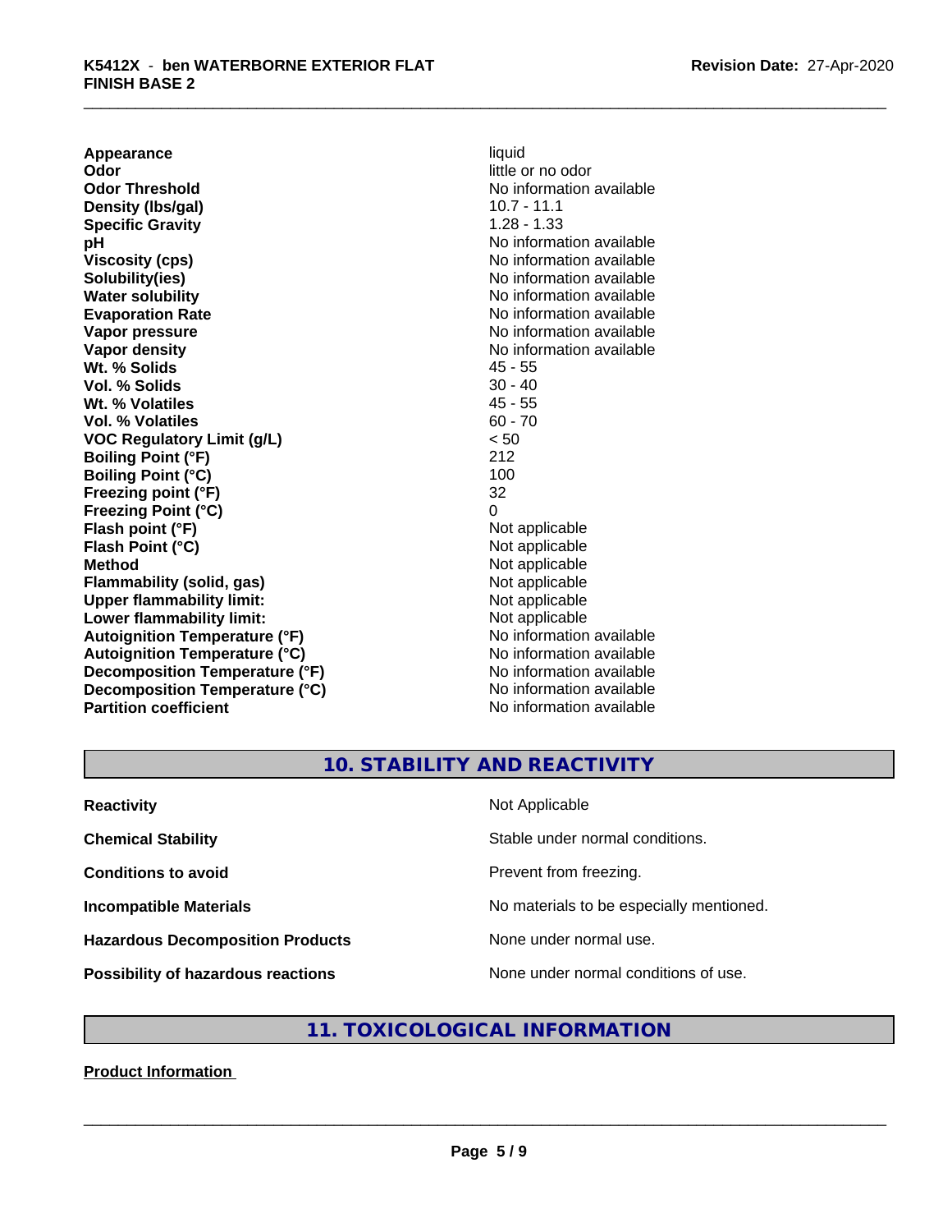| | |
|---|---|
| **Appearance** | liquid |
| **Odor** | little or no odor |
| **Odor Threshold** | No information available |
| **Density (lbs/gal)** | 10.7 - 11.1 |
| **Specific Gravity** | 1.28 - 1.33 |
| **pH** | No information available |
| **Viscosity (cps)** | No information available |
| **Solubility(ies)** | No information available |
| **Water solubility** | No information available |
| **Evaporation Rate** | No information available |
| **Vapor pressure** | No information available |
| **Vapor density** | No information available |
| **Wt. % Solids** | 45 - 55 |
| **Vol. % Solids** | 30 - 40 |
| **Wt. % Volatiles** | 45 - 55 |
| **Vol. % Volatiles** | 60 - 70 |
| **VOC Regulatory Limit (g/L)** | < 50 |
| **Boiling Point (°F)** | 212 |
| **Boiling Point (°C)** | 100 |
| **Freezing point (°F)** | 32 |
| **Freezing Point (°C)** | 0 |
| **Flash point (°F)** | Not applicable |
| **Flash Point (°C)** | Not applicable |
| **Method** | Not applicable |
| **Flammability (solid, gas)** | Not applicable |
| **Upper flammability limit:** | Not applicable |
| **Lower flammability limit:** | Not applicable |
| **Autoignition Temperature (°F)** | No information available |
| **Autoignition Temperature (°C)** | No information available |
| **Decomposition Temperature (°F)** | No information available |
| **Decomposition Temperature (°C)** | No information available |
| **Partition coefficient** | No information available |

## 10. STABILITY AND REACTIVITY

| | |
|---|---|
| **Reactivity** | Not Applicable |
| **Chemical Stability** | Stable under normal conditions. |
| **Conditions to avoid** | Prevent from freezing. |
| **Incompatible Materials** | No materials to be especially mentioned. |
| **Hazardous Decomposition Products** | None under normal use. |
| **Possibility of hazardous reactions** | None under normal conditions of use. |

## 11. TOXICOLOGICAL INFORMATION

**Product Information**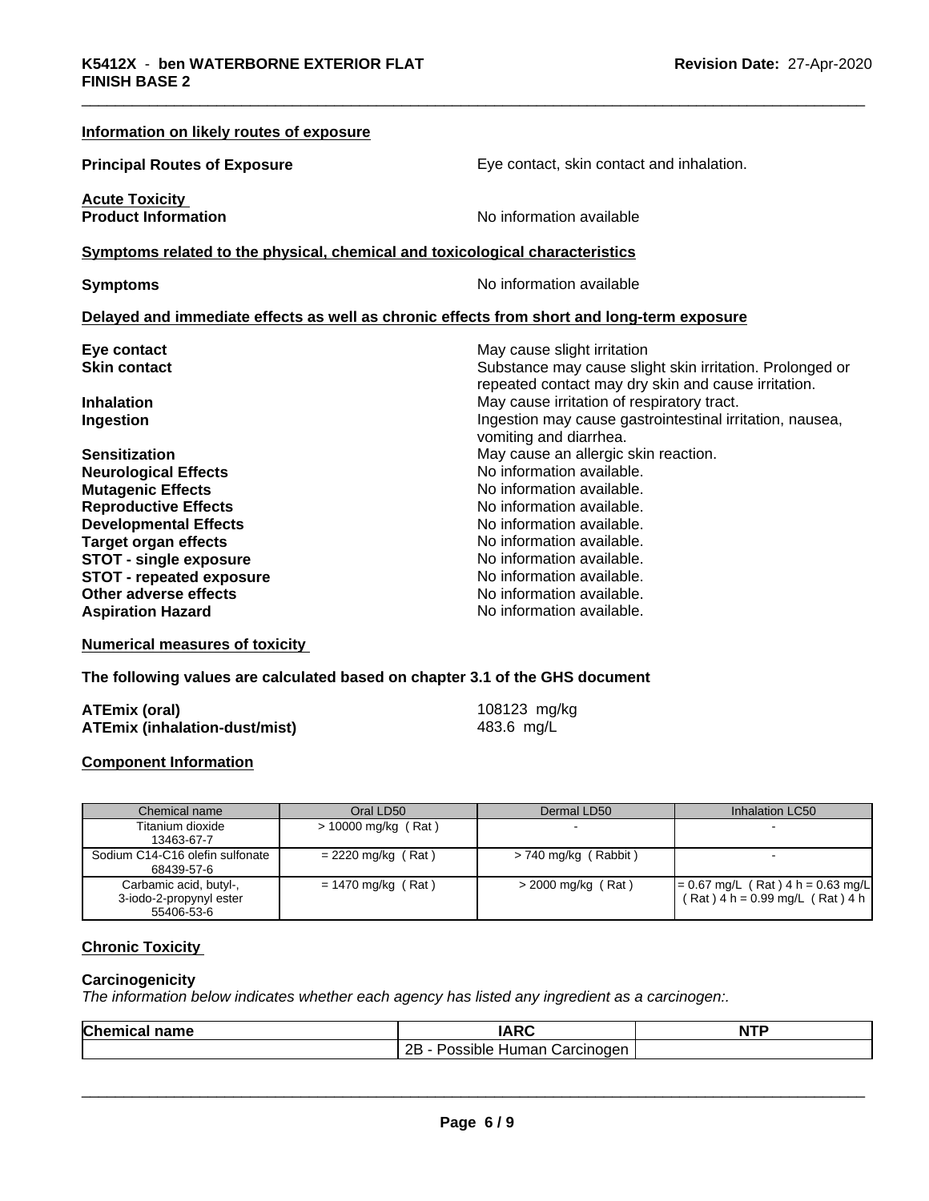### Information on likely routes of exposure

**Principal Routes of Exposure** Eye contact, skin contact and inhalation.

**Acute Toxicity**
**Product Information** No information available

### Symptoms related to the physical, chemical and toxicological characteristics

**Symptoms** No information available

### Delayed and immediate effects as well as chronic effects from short and long-term exposure

**Eye contact** May cause slight irritation
**Skin contact** Substance may cause slight skin irritation. Prolonged or repeated contact may dry skin and cause irritation.
**Inhalation** May cause irritation of respiratory tract.
**Ingestion** Ingestion may cause gastrointestinal irritation, nausea, vomiting and diarrhea.
**Sensitization** May cause an allergic skin reaction.
**Neurological Effects** No information available.
**Mutagenic Effects** No information available.
**Reproductive Effects** No information available.
**Developmental Effects** No information available.
**Target organ effects** No information available.
**STOT - single exposure** No information available.
**STOT - repeated exposure** No information available.
**Other adverse effects** No information available.
**Aspiration Hazard** No information available.

### Numerical measures of toxicity

**The following values are calculated based on chapter 3.1 of the GHS document**

**ATEmix (oral)** 108123 mg/kg
**ATEmix (inhalation-dust/mist)** 483.6 mg/L

### Component Information

| Chemical name | Oral LD50 | Dermal LD50 | Inhalation LC50 |
|---|---|---|---|
| Titanium dioxide 13463-67-7 | > 10000 mg/kg ( Rat ) | - | - |
| Sodium C14-C16 olefin sulfonate 68439-57-6 | = 2220 mg/kg ( Rat ) | > 740 mg/kg ( Rabbit ) | - |
| Carbamic acid, butyl-, 3-iodo-2-propynyl ester 55406-53-6 | = 1470 mg/kg ( Rat ) | > 2000 mg/kg ( Rat ) | = 0.67 mg/L ( Rat ) 4 h = 0.63 mg/L ( Rat ) 4 h = 0.99 mg/L ( Rat ) 4 h |

### Chronic Toxicity

**Carcinogenicity**
*The information below indicates whether each agency has listed any ingredient as a carcinogen:.*

| Chemical name | IARC | NTP |
|---|---|---|
| | 2B - Possible Human Carcinogen | |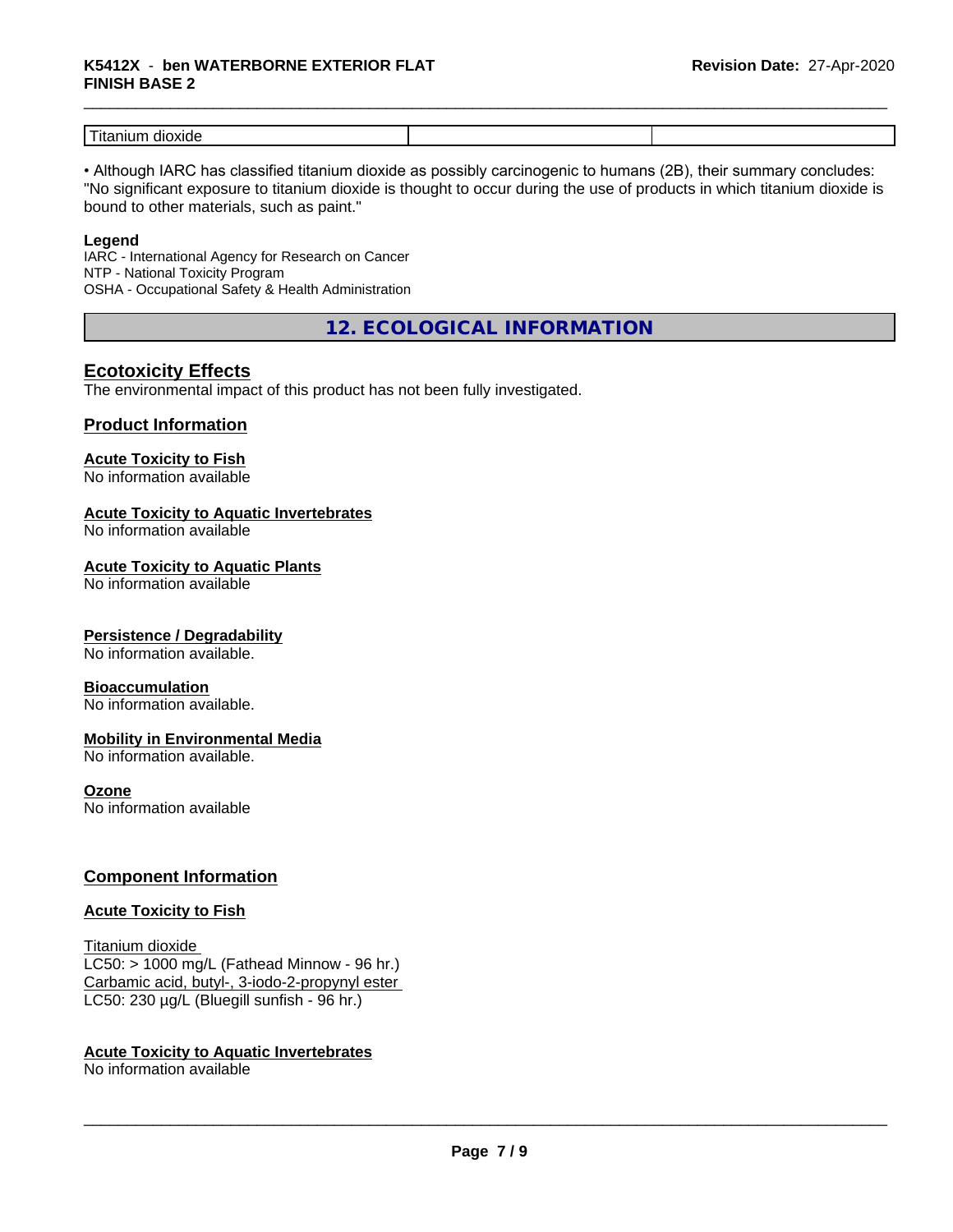| Titanium dioxide | | |
|---|---|---|

• Although IARC has classified titanium dioxide as possibly carcinogenic to humans (2B), their summary concludes: "No significant exposure to titanium dioxide is thought to occur during the use of products in which titanium dioxide is bound to other materials, such as paint."

**Legend**

IARC - International Agency for Research on Cancer
NTP - National Toxicity Program
OSHA - Occupational Safety & Health Administration

## 12. ECOLOGICAL INFORMATION

### Ecotoxicity Effects

The environmental impact of this product has not been fully investigated.

### Product Information

**Acute Toxicity to Fish**
No information available

**Acute Toxicity to Aquatic Invertebrates**
No information available

**Acute Toxicity to Aquatic Plants**
No information available

**Persistence / Degradability**
No information available.

**Bioaccumulation**
No information available.

**Mobility in Environmental Media**
No information available.

**Ozone**
No information available

### Component Information

**Acute Toxicity to Fish**

Titanium dioxide
LC50: > 1000 mg/L (Fathead Minnow - 96 hr.)
Carbamic acid, butyl-, 3-iodo-2-propynyl ester
LC50: 230 µg/L (Bluegill sunfish - 96 hr.)

**Acute Toxicity to Aquatic Invertebrates**
No information available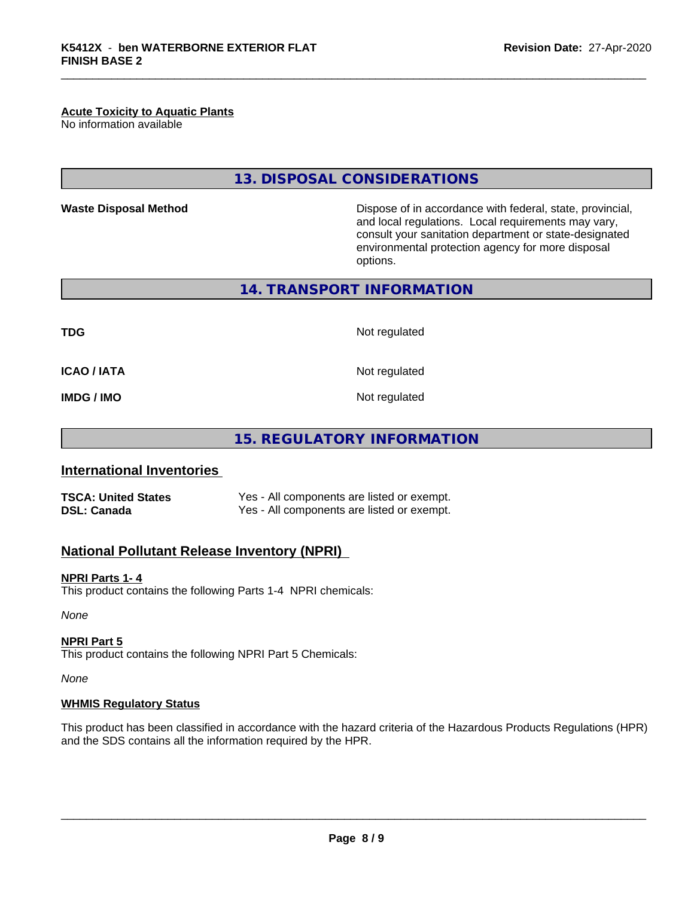**Acute Toxicity to Aquatic Plants**
No information available

## 13. DISPOSAL CONSIDERATIONS

**Waste Disposal Method** Dispose of in accordance with federal, state, provincial, and local regulations. Local requirements may vary, consult your sanitation department or state-designated environmental protection agency for more disposal options.

## 14. TRANSPORT INFORMATION

| | |
|---|---|
| **TDG** | Not regulated |
| **ICAO / IATA** | Not regulated |
| **IMDG / IMO** | Not regulated |

## 15. REGULATORY INFORMATION

### International Inventories

| | |
|---|---|
| **TSCA: United States** | Yes - All components are listed or exempt. |
| **DSL: Canada** | Yes - All components are listed or exempt. |

### National Pollutant Release Inventory (NPRI)

**NPRI Parts 1- 4**
This product contains the following Parts 1-4 NPRI chemicals:

*None*

**NPRI Part 5**
This product contains the following NPRI Part 5 Chemicals:

*None*

**WHMIS Regulatory Status**

This product has been classified in accordance with the hazard criteria of the Hazardous Products Regulations (HPR) and the SDS contains all the information required by the HPR.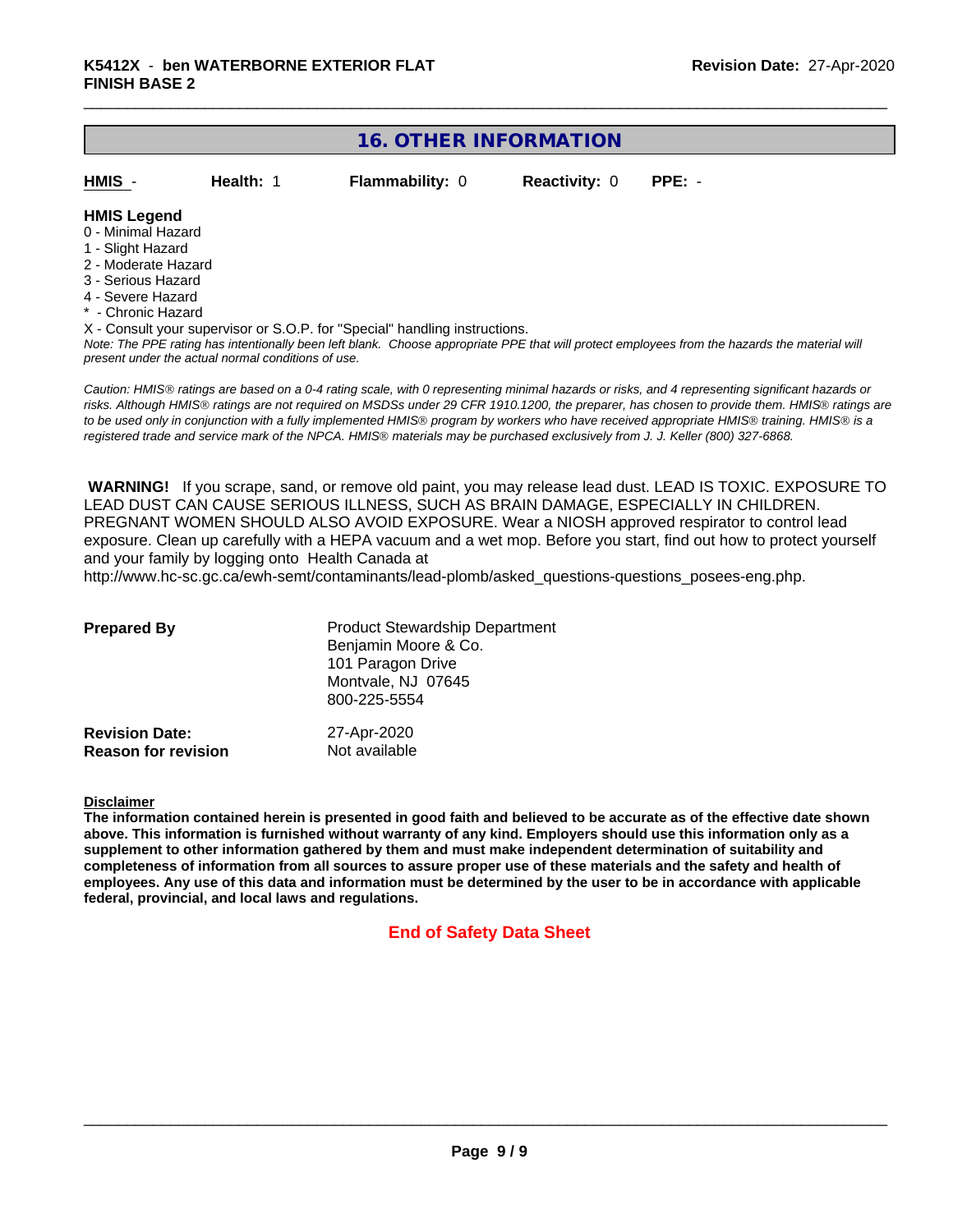## 16. OTHER INFORMATION

| **HMIS** - | **Health:** 1 | **Flammability:** 0 | **Reactivity:** 0 | **PPE:** - |
|---|---|---|---|---|

**HMIS Legend**

0 - Minimal Hazard
1 - Slight Hazard
2 - Moderate Hazard
3 - Serious Hazard
4 - Severe Hazard
* - Chronic Hazard
X - Consult your supervisor or S.O.P. for "Special" handling instructions.

*Note: The PPE rating has intentionally been left blank. Choose appropriate PPE that will protect employees from the hazards the material will present under the actual normal conditions of use.*

*Caution: HMIS® ratings are based on a 0-4 rating scale, with 0 representing minimal hazards or risks, and 4 representing significant hazards or risks. Although HMIS® ratings are not required on MSDSs under 29 CFR 1910.1200, the preparer, has chosen to provide them. HMIS® ratings are to be used only in conjunction with a fully implemented HMIS® program by workers who have received appropriate HMIS® training. HMIS® is a registered trade and service mark of the NPCA. HMIS® materials may be purchased exclusively from J. J. Keller (800) 327-6868.*

**WARNING!** If you scrape, sand, or remove old paint, you may release lead dust. LEAD IS TOXIC. EXPOSURE TO LEAD DUST CAN CAUSE SERIOUS ILLNESS, SUCH AS BRAIN DAMAGE, ESPECIALLY IN CHILDREN. PREGNANT WOMEN SHOULD ALSO AVOID EXPOSURE. Wear a NIOSH approved respirator to control lead exposure. Clean up carefully with a HEPA vacuum and a wet mop. Before you start, find out how to protect yourself and your family by logging onto Health Canada at http://www.hc-sc.gc.ca/ewh-semt/contaminants/lead-plomb/asked_questions-questions_posees-eng.php.

**Prepared By**
Product Stewardship Department
Benjamin Moore & Co.
101 Paragon Drive
Montvale, NJ 07645
800-225-5554

**Revision Date:** 27-Apr-2020
**Reason for revision** Not available

**Disclaimer**

**The information contained herein is presented in good faith and believed to be accurate as of the effective date shown above. This information is furnished without warranty of any kind. Employers should use this information only as a supplement to other information gathered by them and must make independent determination of suitability and completeness of information from all sources to assure proper use of these materials and the safety and health of employees. Any use of this data and information must be determined by the user to be in accordance with applicable federal, provincial, and local laws and regulations.**

**End of Safety Data Sheet**